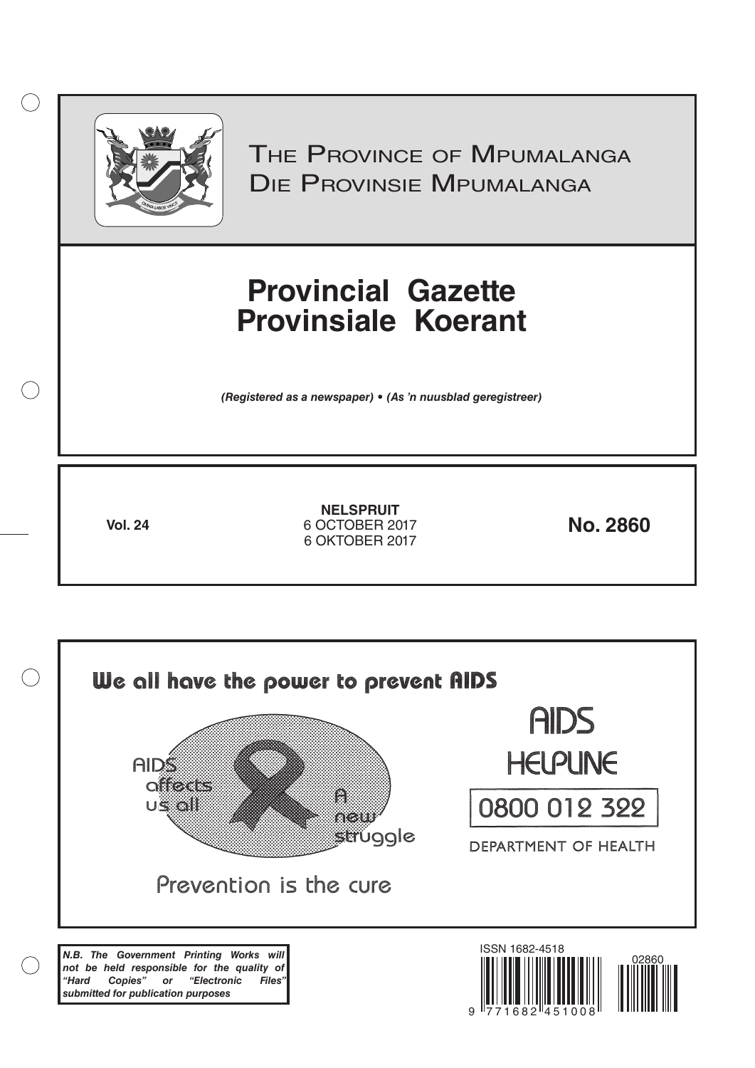# The Province of Mpumalanga
# Die Provinsie Mpumalanga

# Provincial Gazette
# Provinsiale Koerant

*(Registered as a newspaper) • (As 'n nuusblad geregistreer)*

**Vol. 24**

**NELSPRUIT**
6 OCTOBER 2017
6 OKTOBER 2017

**No. 2860**

**We all have the power to prevent AIDS**

AIDS affects us all

A new struggle

Prevention is the cure

AIDS HELPLINE

0800 012 322

DEPARTMENT OF HEALTH

***N.B. The Government Printing Works will not be held responsible for the quality of "Hard Copies" or "Electronic Files" submitted for publication purposes***

ISSN 1682-4518

02860

9 771682 451008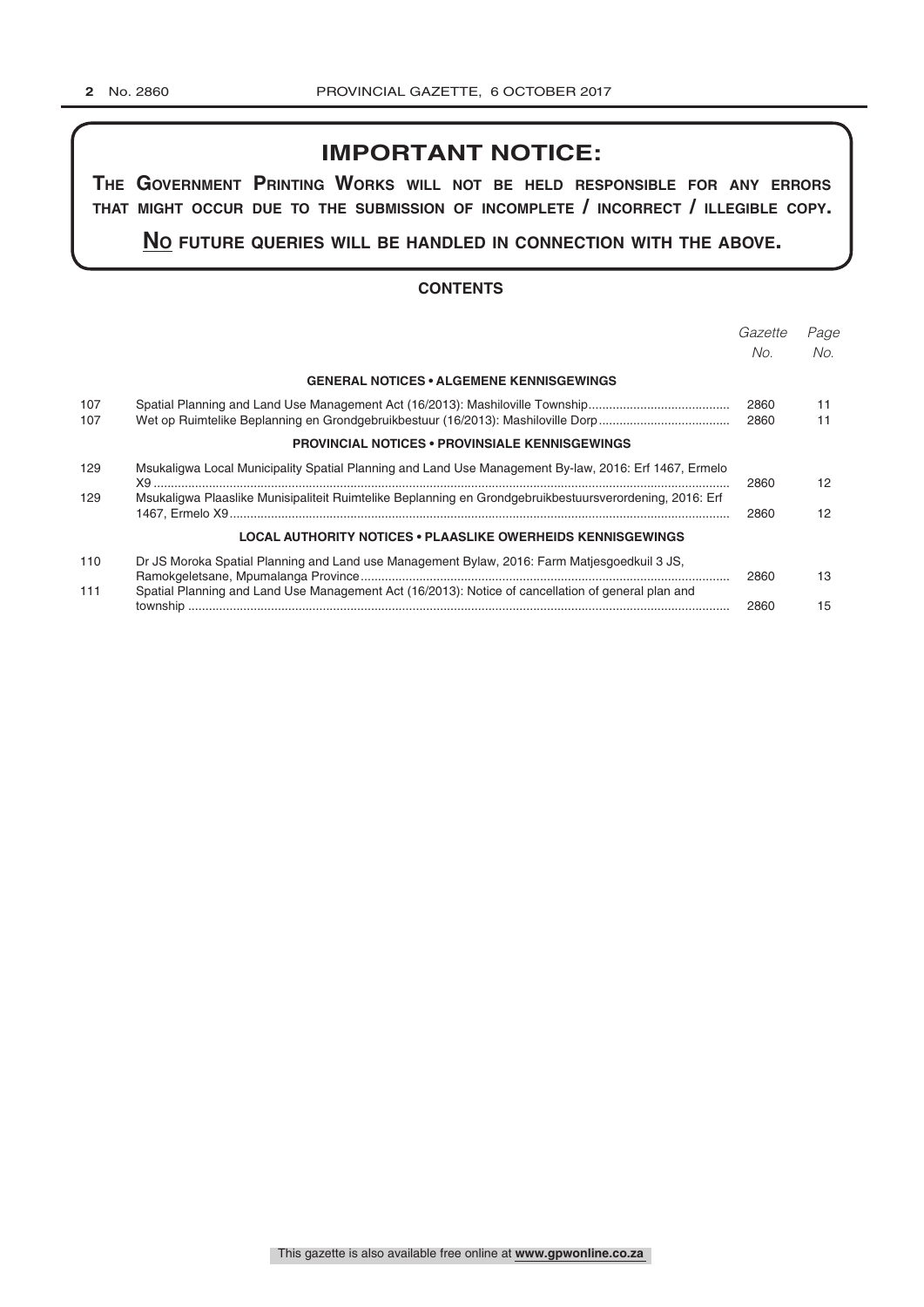## IMPORTANT NOTICE:

**THE GOVERNMENT PRINTING WORKS WILL NOT BE HELD RESPONSIBLE FOR ANY ERRORS THAT MIGHT OCCUR DUE TO THE SUBMISSION OF INCOMPLETE / INCORRECT / ILLEGIBLE COPY.**

**NO FUTURE QUERIES WILL BE HANDLED IN CONNECTION WITH THE ABOVE.**

### CONTENTS

| | | *Gazette No.* | *Page No.* |
|---|---|---|---|
| | **GENERAL NOTICES • ALGEMENE KENNISGEWINGS** | | |
| 107 | Spatial Planning and Land Use Management Act (16/2013): Mashiloville Township | 2860 | 11 |
| 107 | Wet op Ruimtelike Beplanning en Grondgebruikbestuur (16/2013): Mashiloville Dorp | 2860 | 11 |
| | **PROVINCIAL NOTICES • PROVINSIALE KENNISGEWINGS** | | |
| 129 | Msukaligwa Local Municipality Spatial Planning and Land Use Management By-law, 2016: Erf 1467, Ermelo X9 | 2860 | 12 |
| 129 | Msukaligwa Plaaslike Munisipaliteit Ruimtelike Beplanning en Grondgebruikbestuursverordening, 2016: Erf 1467, Ermelo X9 | 2860 | 12 |
| | **LOCAL AUTHORITY NOTICES • PLAASLIKE OWERHEIDS KENNISGEWINGS** | | |
| 110 | Dr JS Moroka Spatial Planning and Land use Management Bylaw, 2016: Farm Matjesgoedkuil 3 JS, Ramokgeletsane, Mpumalanga Province | 2860 | 13 |
| 111 | Spatial Planning and Land Use Management Act (16/2013): Notice of cancellation of general plan and township | 2860 | 15 |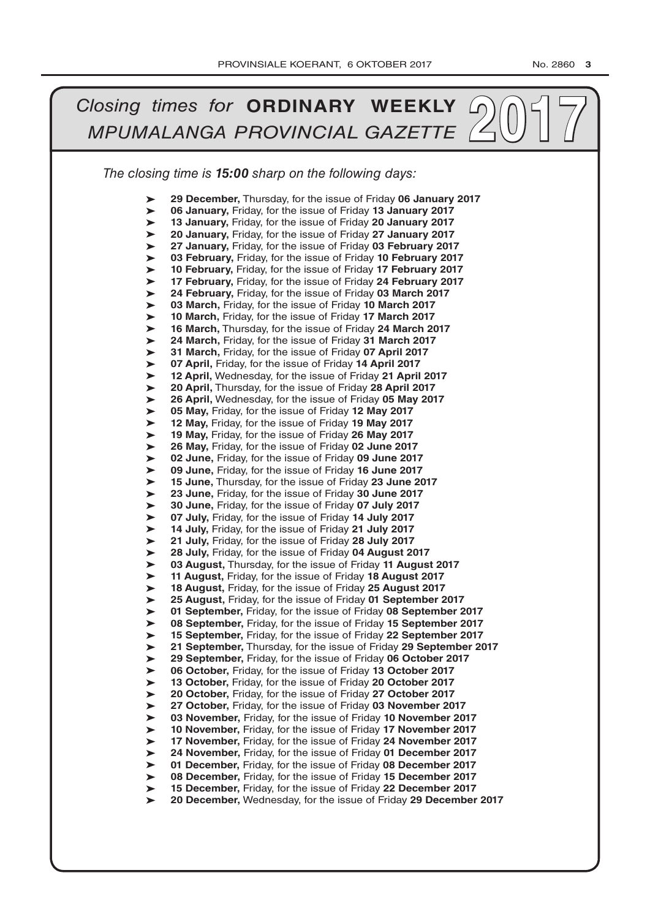# *Closing times for* **ORDINARY WEEKLY** *MPUMALANGA PROVINCIAL GAZETTE* 2017

*The closing time is **15:00** sharp on the following days:*

- **29 December,** Thursday, for the issue of Friday **06 January 2017**
- **06 January,** Friday, for the issue of Friday **13 January 2017**
- **13 January,** Friday, for the issue of Friday **20 January 2017**
- **20 January,** Friday, for the issue of Friday **27 January 2017**
- **27 January,** Friday, for the issue of Friday **03 February 2017**
- **03 February,** Friday, for the issue of Friday **10 February 2017**
- **10 February,** Friday, for the issue of Friday **17 February 2017**
- **17 February,** Friday, for the issue of Friday **24 February 2017**
- **24 February,** Friday, for the issue of Friday **03 March 2017**
- **03 March,** Friday, for the issue of Friday **10 March 2017**
- **10 March,** Friday, for the issue of Friday **17 March 2017**
- **16 March,** Thursday, for the issue of Friday **24 March 2017**
- **24 March,** Friday, for the issue of Friday **31 March 2017**
- **31 March,** Friday, for the issue of Friday **07 April 2017**
- **07 April,** Friday, for the issue of Friday **14 April 2017**
- **12 April,** Wednesday, for the issue of Friday **21 April 2017**
- **20 April,** Thursday, for the issue of Friday **28 April 2017**
- **26 April,** Wednesday, for the issue of Friday **05 May 2017**
- **05 May,** Friday, for the issue of Friday **12 May 2017**
- **12 May,** Friday, for the issue of Friday **19 May 2017**
- **19 May,** Friday, for the issue of Friday **26 May 2017**
- **26 May,** Friday, for the issue of Friday **02 June 2017**
- **02 June,** Friday, for the issue of Friday **09 June 2017**
- **09 June,** Friday, for the issue of Friday **16 June 2017**
- **15 June,** Thursday, for the issue of Friday **23 June 2017**
- **23 June,** Friday, for the issue of Friday **30 June 2017**
- **30 June,** Friday, for the issue of Friday **07 July 2017**
- **07 July,** Friday, for the issue of Friday **14 July 2017**
- **14 July,** Friday, for the issue of Friday **21 July 2017**
- **21 July,** Friday, for the issue of Friday **28 July 2017**
- **28 July,** Friday, for the issue of Friday **04 August 2017**
- **03 August,** Thursday, for the issue of Friday **11 August 2017**
- **11 August,** Friday, for the issue of Friday **18 August 2017**
- **18 August,** Friday, for the issue of Friday **25 August 2017**
- **25 August,** Friday, for the issue of Friday **01 September 2017**
- **01 September,** Friday, for the issue of Friday **08 September 2017**
- **08 September,** Friday, for the issue of Friday **15 September 2017**
- **15 September,** Friday, for the issue of Friday **22 September 2017**
- **21 September,** Thursday, for the issue of Friday **29 September 2017**
- **29 September,** Friday, for the issue of Friday **06 October 2017**
- **06 October,** Friday, for the issue of Friday **13 October 2017**
- **13 October,** Friday, for the issue of Friday **20 October 2017**
- **20 October,** Friday, for the issue of Friday **27 October 2017**
- **27 October,** Friday, for the issue of Friday **03 November 2017**
- **03 November,** Friday, for the issue of Friday **10 November 2017**
- **10 November,** Friday, for the issue of Friday **17 November 2017**
- **17 November,** Friday, for the issue of Friday **24 November 2017**
- **24 November,** Friday, for the issue of Friday **01 December 2017**
- **01 December,** Friday, for the issue of Friday **08 December 2017**
- **08 December,** Friday, for the issue of Friday **15 December 2017**
- **15 December,** Friday, for the issue of Friday **22 December 2017**
- **20 December,** Wednesday, for the issue of Friday **29 December 2017**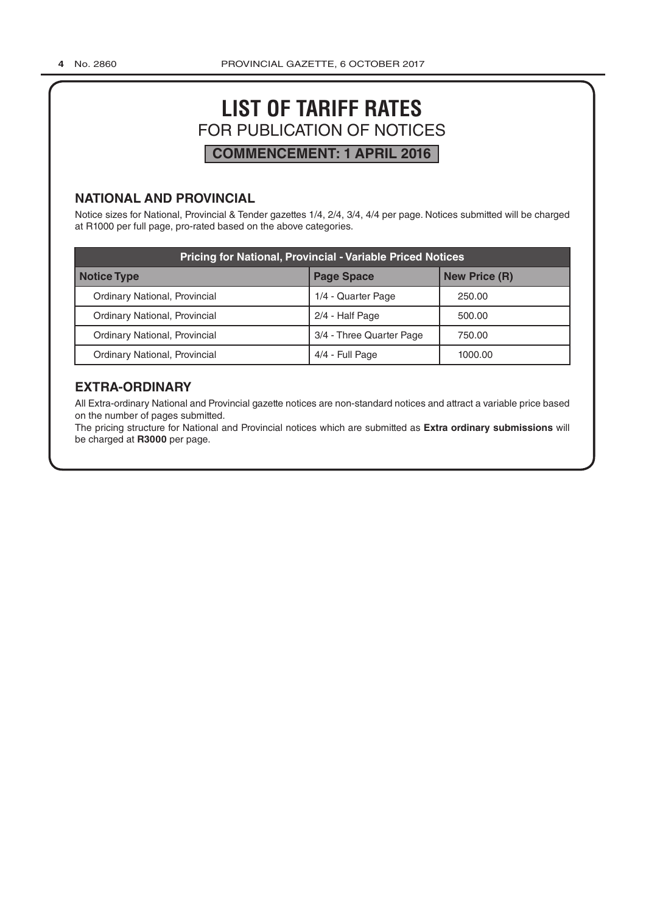# LIST OF TARIFF RATES

## FOR PUBLICATION OF NOTICES

**COMMENCEMENT: 1 APRIL 2016**

### NATIONAL AND PROVINCIAL

Notice sizes for National, Provincial & Tender gazettes 1/4, 2/4, 3/4, 4/4 per page. Notices submitted will be charged at R1000 per full page, pro-rated based on the above categories.

| Pricing for National, Provincial - Variable Priced Notices | | |
|---|---|---|
| **Notice Type** | **Page Space** | **New Price (R)** |
| Ordinary National, Provincial | 1/4 - Quarter Page | 250.00 |
| Ordinary National, Provincial | 2/4 - Half Page | 500.00 |
| Ordinary National, Provincial | 3/4 - Three Quarter Page | 750.00 |
| Ordinary National, Provincial | 4/4 - Full Page | 1000.00 |

### EXTRA-ORDINARY

All Extra-ordinary National and Provincial gazette notices are non-standard notices and attract a variable price based on the number of pages submitted.

The pricing structure for National and Provincial notices which are submitted as **Extra ordinary submissions** will be charged at **R3000** per page.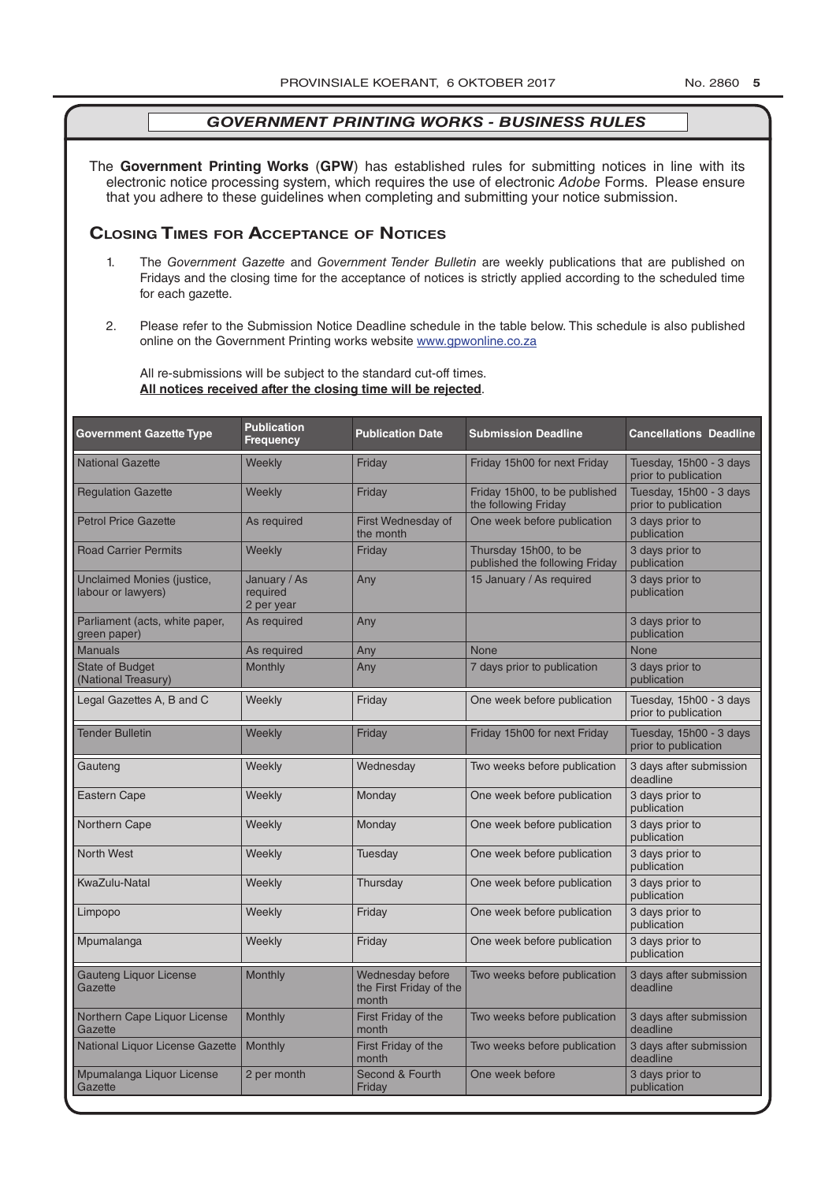## *GOVERNMENT PRINTING WORKS - BUSINESS RULES*

The **Government Printing Works** (**GPW**) has established rules for submitting notices in line with its electronic notice processing system, which requires the use of electronic *Adobe* Forms. Please ensure that you adhere to these guidelines when completing and submitting your notice submission.

### Closing Times for Acceptance of Notices

1. The *Government Gazette* and *Government Tender Bulletin* are weekly publications that are published on Fridays and the closing time for the acceptance of notices is strictly applied according to the scheduled time for each gazette.

2. Please refer to the Submission Notice Deadline schedule in the table below. This schedule is also published online on the Government Printing works website www.gpwonline.co.za

   All re-submissions will be subject to the standard cut-off times.
   **All notices received after the closing time will be rejected**.

| Government Gazette Type | Publication Frequency | Publication Date | Submission Deadline | Cancellations Deadline |
|---|---|---|---|---|
| National Gazette | Weekly | Friday | Friday 15h00 for next Friday | Tuesday, 15h00 - 3 days prior to publication |
| Regulation Gazette | Weekly | Friday | Friday 15h00, to be published the following Friday | Tuesday, 15h00 - 3 days prior to publication |
| Petrol Price Gazette | As required | First Wednesday of the month | One week before publication | 3 days prior to publication |
| Road Carrier Permits | Weekly | Friday | Thursday 15h00, to be published the following Friday | 3 days prior to publication |
| Unclaimed Monies (justice, labour or lawyers) | January / As required 2 per year | Any | 15 January / As required | 3 days prior to publication |
| Parliament (acts, white paper, green paper) | As required | Any | | 3 days prior to publication |
| Manuals | As required | Any | None | None |
| State of Budget (National Treasury) | Monthly | Any | 7 days prior to publication | 3 days prior to publication |
| Legal Gazettes A, B and C | Weekly | Friday | One week before publication | Tuesday, 15h00 - 3 days prior to publication |
| Tender Bulletin | Weekly | Friday | Friday 15h00 for next Friday | Tuesday, 15h00 - 3 days prior to publication |
| Gauteng | Weekly | Wednesday | Two weeks before publication | 3 days after submission deadline |
| Eastern Cape | Weekly | Monday | One week before publication | 3 days prior to publication |
| Northern Cape | Weekly | Monday | One week before publication | 3 days prior to publication |
| North West | Weekly | Tuesday | One week before publication | 3 days prior to publication |
| KwaZulu-Natal | Weekly | Thursday | One week before publication | 3 days prior to publication |
| Limpopo | Weekly | Friday | One week before publication | 3 days prior to publication |
| Mpumalanga | Weekly | Friday | One week before publication | 3 days prior to publication |
| Gauteng Liquor License Gazette | Monthly | Wednesday before the First Friday of the month | Two weeks before publication | 3 days after submission deadline |
| Northern Cape Liquor License Gazette | Monthly | First Friday of the month | Two weeks before publication | 3 days after submission deadline |
| National Liquor License Gazette | Monthly | First Friday of the month | Two weeks before publication | 3 days after submission deadline |
| Mpumalanga Liquor License Gazette | 2 per month | Second & Fourth Friday | One week before | 3 days prior to publication |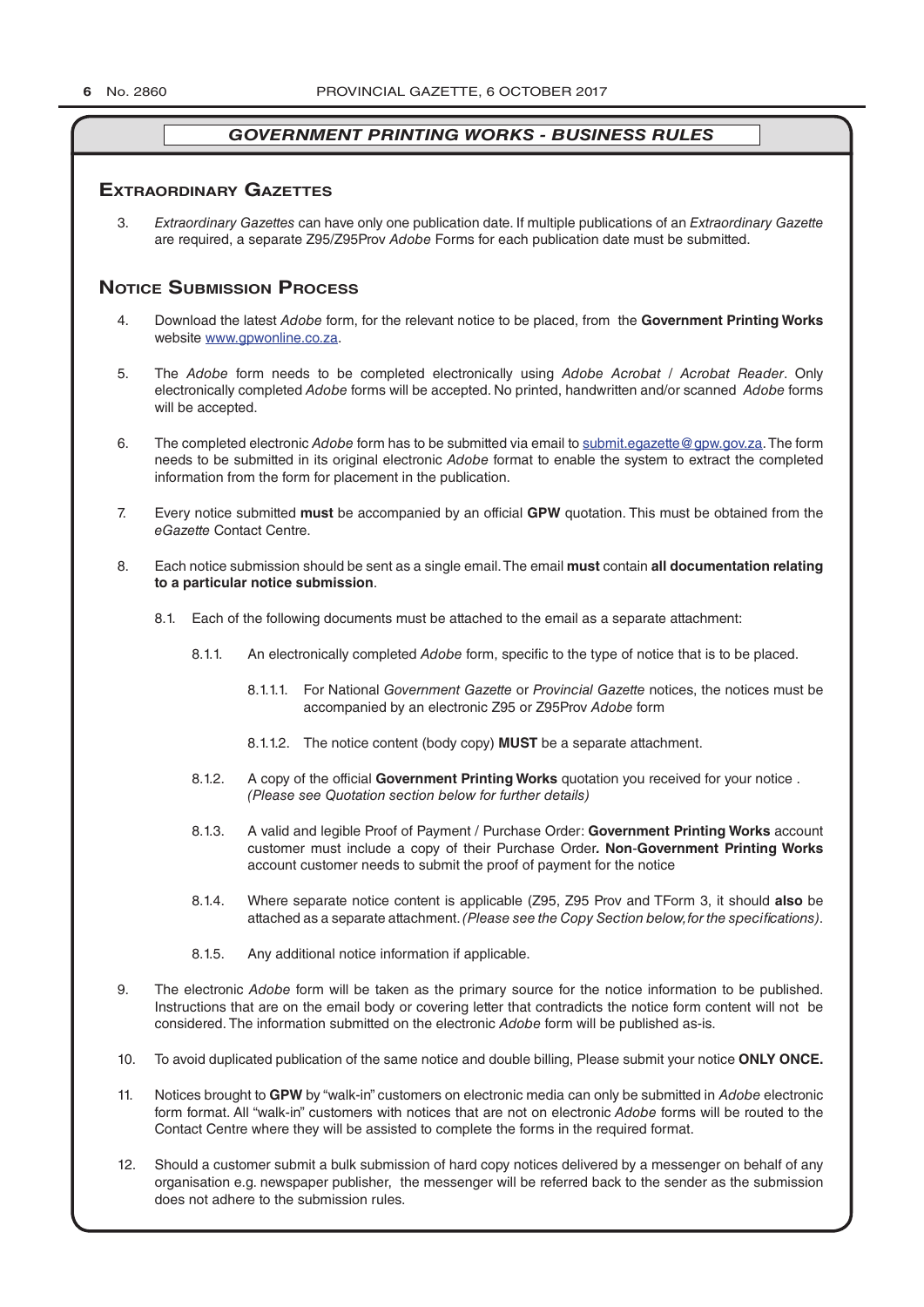## GOVERNMENT PRINTING WORKS - BUSINESS RULES

### Extraordinary Gazettes

3. *Extraordinary Gazettes* can have only one publication date. If multiple publications of an *Extraordinary Gazette* are required, a separate Z95/Z95Prov *Adobe* Forms for each publication date must be submitted.

### Notice Submission Process

4. Download the latest *Adobe* form, for the relevant notice to be placed, from the **Government Printing Works** website www.gpwonline.co.za.

5. The *Adobe* form needs to be completed electronically using *Adobe Acrobat* / *Acrobat Reader*. Only electronically completed *Adobe* forms will be accepted. No printed, handwritten and/or scanned *Adobe* forms will be accepted.

6. The completed electronic *Adobe* form has to be submitted via email to submit.egazette@gpw.gov.za. The form needs to be submitted in its original electronic *Adobe* format to enable the system to extract the completed information from the form for placement in the publication.

7. Every notice submitted **must** be accompanied by an official **GPW** quotation. This must be obtained from the *eGazette* Contact Centre.

8. Each notice submission should be sent as a single email. The email **must** contain **all documentation relating to a particular notice submission**.

   8.1. Each of the following documents must be attached to the email as a separate attachment:

      8.1.1. An electronically completed *Adobe* form, specific to the type of notice that is to be placed.

         8.1.1.1. For National *Government Gazette* or *Provincial Gazette* notices, the notices must be accompanied by an electronic Z95 or Z95Prov *Adobe* form

         8.1.1.2. The notice content (body copy) **MUST** be a separate attachment.

      8.1.2. A copy of the official **Government Printing Works** quotation you received for your notice . *(Please see Quotation section below for further details)*

      8.1.3. A valid and legible Proof of Payment / Purchase Order: **Government Printing Works** account customer must include a copy of their Purchase Order**. Non**-**Government Printing Works** account customer needs to submit the proof of payment for the notice

      8.1.4. Where separate notice content is applicable (Z95, Z95 Prov and TForm 3, it should **also** be attached as a separate attachment. *(Please see the Copy Section below, for the specifications)*.

      8.1.5. Any additional notice information if applicable.

9. The electronic *Adobe* form will be taken as the primary source for the notice information to be published. Instructions that are on the email body or covering letter that contradicts the notice form content will not be considered. The information submitted on the electronic *Adobe* form will be published as-is.

10. To avoid duplicated publication of the same notice and double billing, Please submit your notice **ONLY ONCE.**

11. Notices brought to **GPW** by "walk-in" customers on electronic media can only be submitted in *Adobe* electronic form format. All "walk-in" customers with notices that are not on electronic *Adobe* forms will be routed to the Contact Centre where they will be assisted to complete the forms in the required format.

12. Should a customer submit a bulk submission of hard copy notices delivered by a messenger on behalf of any organisation e.g. newspaper publisher, the messenger will be referred back to the sender as the submission does not adhere to the submission rules.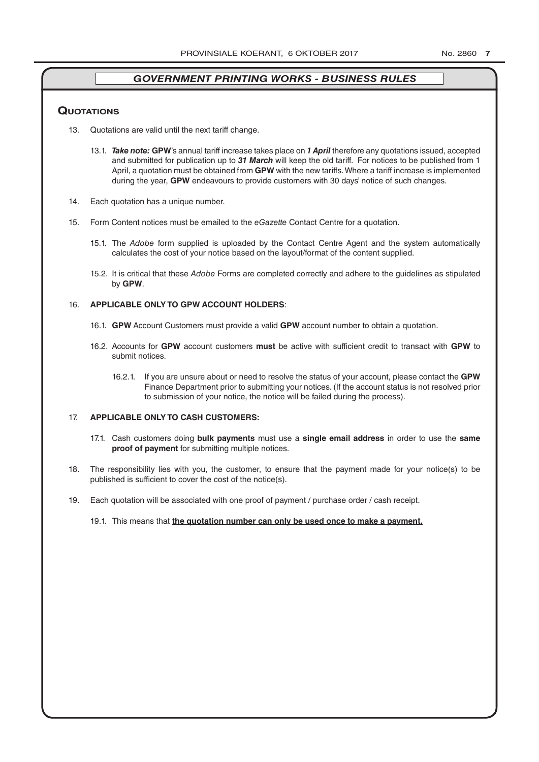## GOVERNMENT PRINTING WORKS - BUSINESS RULES

### Quotations

13. Quotations are valid until the next tariff change.

    13.1. ***Take note:*** **GPW**'s annual tariff increase takes place on ***1 April*** therefore any quotations issued, accepted and submitted for publication up to ***31 March*** will keep the old tariff. For notices to be published from 1 April, a quotation must be obtained from **GPW** with the new tariffs. Where a tariff increase is implemented during the year, **GPW** endeavours to provide customers with 30 days' notice of such changes.

14. Each quotation has a unique number.

15. Form Content notices must be emailed to the *eGazette* Contact Centre for a quotation.

    15.1. The *Adobe* form supplied is uploaded by the Contact Centre Agent and the system automatically calculates the cost of your notice based on the layout/format of the content supplied.

    15.2. It is critical that these *Adobe* Forms are completed correctly and adhere to the guidelines as stipulated by **GPW**.

16. **APPLICABLE ONLY TO GPW ACCOUNT HOLDERS**:

    16.1. **GPW** Account Customers must provide a valid **GPW** account number to obtain a quotation.

    16.2. Accounts for **GPW** account customers **must** be active with sufficient credit to transact with **GPW** to submit notices.

    16.2.1. If you are unsure about or need to resolve the status of your account, please contact the **GPW** Finance Department prior to submitting your notices. (If the account status is not resolved prior to submission of your notice, the notice will be failed during the process).

17. **APPLICABLE ONLY TO CASH CUSTOMERS:**

    17.1. Cash customers doing **bulk payments** must use a **single email address** in order to use the **same proof of payment** for submitting multiple notices.

18. The responsibility lies with you, the customer, to ensure that the payment made for your notice(s) to be published is sufficient to cover the cost of the notice(s).

19. Each quotation will be associated with one proof of payment / purchase order / cash receipt.

    19.1. This means that **<u>the quotation number can only be used once to make a payment.</u>**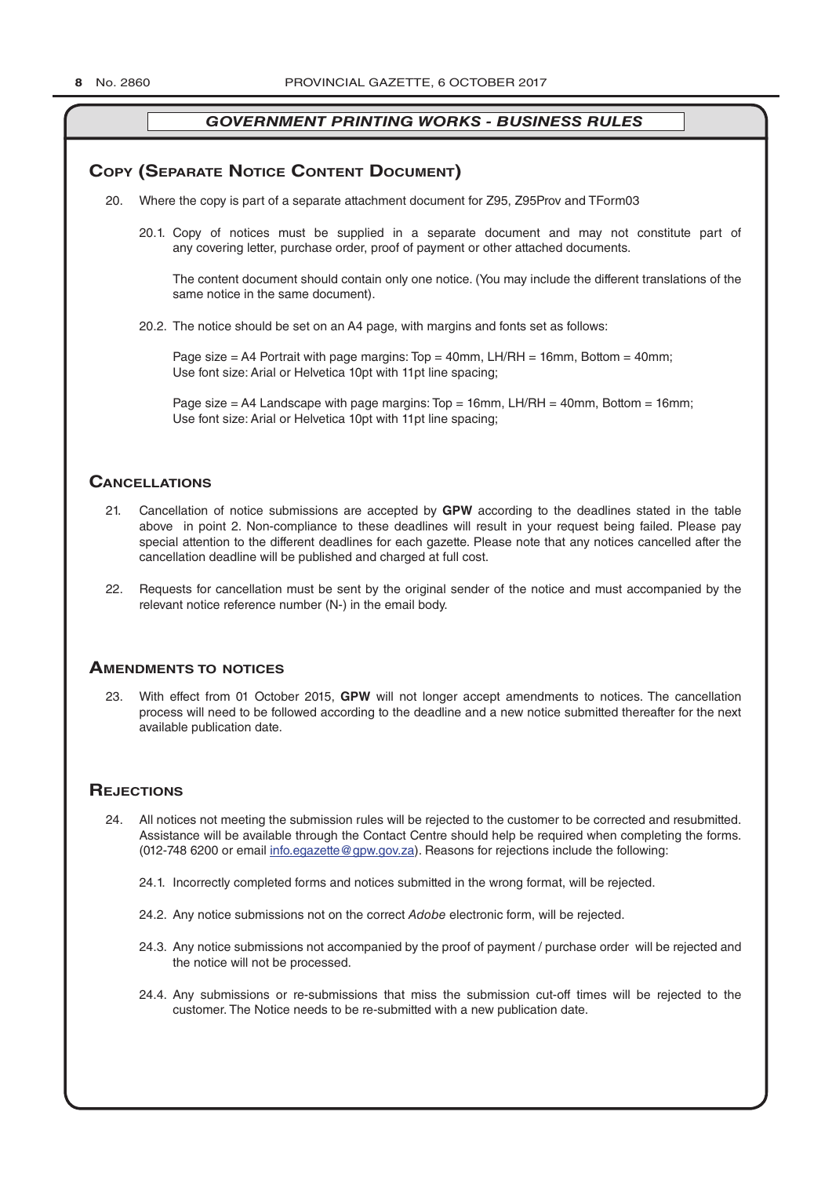## GOVERNMENT PRINTING WORKS - BUSINESS RULES

## Copy (Separate Notice Content Document)

20. Where the copy is part of a separate attachment document for Z95, Z95Prov and TForm03

    20.1. Copy of notices must be supplied in a separate document and may not constitute part of any covering letter, purchase order, proof of payment or other attached documents.

    The content document should contain only one notice. (You may include the different translations of the same notice in the same document).

    20.2. The notice should be set on an A4 page, with margins and fonts set as follows:

    Page size = A4 Portrait with page margins: Top = 40mm, LH/RH = 16mm, Bottom = 40mm;
    Use font size: Arial or Helvetica 10pt with 11pt line spacing;

    Page size = A4 Landscape with page margins: Top = 16mm, LH/RH = 40mm, Bottom = 16mm;
    Use font size: Arial or Helvetica 10pt with 11pt line spacing;

## Cancellations

21. Cancellation of notice submissions are accepted by **GPW** according to the deadlines stated in the table above in point 2. Non-compliance to these deadlines will result in your request being failed. Please pay special attention to the different deadlines for each gazette. Please note that any notices cancelled after the cancellation deadline will be published and charged at full cost.

22. Requests for cancellation must be sent by the original sender of the notice and must accompanied by the relevant notice reference number (N-) in the email body.

## Amendments to notices

23. With effect from 01 October 2015, **GPW** will not longer accept amendments to notices. The cancellation process will need to be followed according to the deadline and a new notice submitted thereafter for the next available publication date.

## Rejections

24. All notices not meeting the submission rules will be rejected to the customer to be corrected and resubmitted. Assistance will be available through the Contact Centre should help be required when completing the forms. (012-748 6200 or email info.egazette@gpw.gov.za). Reasons for rejections include the following:

    24.1. Incorrectly completed forms and notices submitted in the wrong format, will be rejected.

    24.2. Any notice submissions not on the correct *Adobe* electronic form, will be rejected.

    24.3. Any notice submissions not accompanied by the proof of payment / purchase order will be rejected and the notice will not be processed.

    24.4. Any submissions or re-submissions that miss the submission cut-off times will be rejected to the customer. The Notice needs to be re-submitted with a new publication date.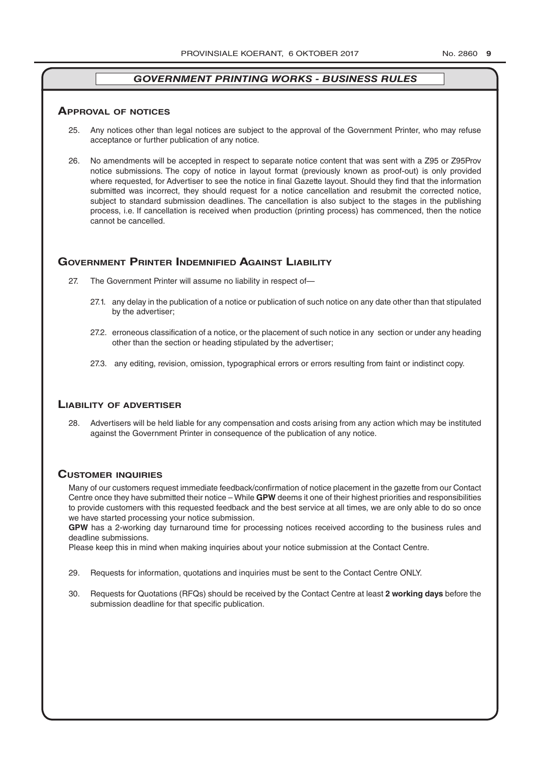## *GOVERNMENT PRINTING WORKS - BUSINESS RULES*

### Approval of notices

25. Any notices other than legal notices are subject to the approval of the Government Printer, who may refuse acceptance or further publication of any notice.

26. No amendments will be accepted in respect to separate notice content that was sent with a Z95 or Z95Prov notice submissions. The copy of notice in layout format (previously known as proof-out) is only provided where requested, for Advertiser to see the notice in final Gazette layout. Should they find that the information submitted was incorrect, they should request for a notice cancellation and resubmit the corrected notice, subject to standard submission deadlines. The cancellation is also subject to the stages in the publishing process, i.e. If cancellation is received when production (printing process) has commenced, then the notice cannot be cancelled.

### Government Printer Indemnified Against Liability

27. The Government Printer will assume no liability in respect of—

    27.1. any delay in the publication of a notice or publication of such notice on any date other than that stipulated by the advertiser;

    27.2. erroneous classification of a notice, or the placement of such notice in any section or under any heading other than the section or heading stipulated by the advertiser;

    27.3. any editing, revision, omission, typographical errors or errors resulting from faint or indistinct copy.

### Liability of advertiser

28. Advertisers will be held liable for any compensation and costs arising from any action which may be instituted against the Government Printer in consequence of the publication of any notice.

### Customer inquiries

Many of our customers request immediate feedback/confirmation of notice placement in the gazette from our Contact Centre once they have submitted their notice – While **GPW** deems it one of their highest priorities and responsibilities to provide customers with this requested feedback and the best service at all times, we are only able to do so once we have started processing your notice submission.

**GPW** has a 2-working day turnaround time for processing notices received according to the business rules and deadline submissions.

Please keep this in mind when making inquiries about your notice submission at the Contact Centre.

29. Requests for information, quotations and inquiries must be sent to the Contact Centre ONLY.

30. Requests for Quotations (RFQs) should be received by the Contact Centre at least **2 working days** before the submission deadline for that specific publication.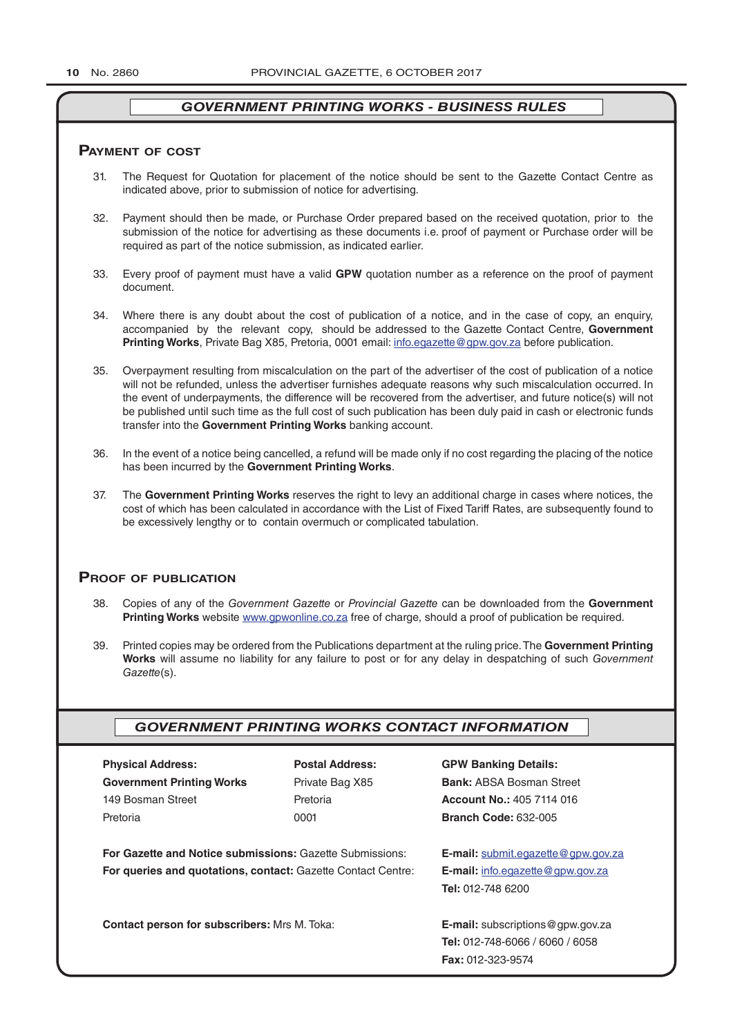## GOVERNMENT PRINTING WORKS - BUSINESS RULES

### Payment of cost

31. The Request for Quotation for placement of the notice should be sent to the Gazette Contact Centre as indicated above, prior to submission of notice for advertising.

32. Payment should then be made, or Purchase Order prepared based on the received quotation, prior to the submission of the notice for advertising as these documents i.e. proof of payment or Purchase order will be required as part of the notice submission, as indicated earlier.

33. Every proof of payment must have a valid **GPW** quotation number as a reference on the proof of payment document.

34. Where there is any doubt about the cost of publication of a notice, and in the case of copy, an enquiry, accompanied by the relevant copy, should be addressed to the Gazette Contact Centre, **Government Printing Works**, Private Bag X85, Pretoria, 0001 email: info.egazette@gpw.gov.za before publication.

35. Overpayment resulting from miscalculation on the part of the advertiser of the cost of publication of a notice will not be refunded, unless the advertiser furnishes adequate reasons why such miscalculation occurred. In the event of underpayments, the difference will be recovered from the advertiser, and future notice(s) will not be published until such time as the full cost of such publication has been duly paid in cash or electronic funds transfer into the **Government Printing Works** banking account.

36. In the event of a notice being cancelled, a refund will be made only if no cost regarding the placing of the notice has been incurred by the **Government Printing Works**.

37. The **Government Printing Works** reserves the right to levy an additional charge in cases where notices, the cost of which has been calculated in accordance with the List of Fixed Tariff Rates, are subsequently found to be excessively lengthy or to contain overmuch or complicated tabulation.

### Proof of publication

38. Copies of any of the *Government Gazette* or *Provincial Gazette* can be downloaded from the **Government Printing Works** website www.gpwonline.co.za free of charge, should a proof of publication be required.

39. Printed copies may be ordered from the Publications department at the ruling price. The **Government Printing Works** will assume no liability for any failure to post or for any delay in despatching of such *Government Gazette*(s).

## GOVERNMENT PRINTING WORKS CONTACT INFORMATION

**Physical Address:**
**Government Printing Works**
149 Bosman Street
Pretoria

**Postal Address:**
Private Bag X85
Pretoria
0001

**GPW Banking Details:**
**Bank:** ABSA Bosman Street
**Account No.:** 405 7114 016
**Branch Code:** 632-005

**For Gazette and Notice submissions:** Gazette Submissions: **E-mail:** submit.egazette@gpw.gov.za

**For queries and quotations, contact:** Gazette Contact Centre: **E-mail:** info.egazette@gpw.gov.za
**Tel:** 012-748 6200

**Contact person for subscribers:** Mrs M. Toka: **E-mail:** subscriptions@gpw.gov.za
**Tel:** 012-748-6066 / 6060 / 6058
**Fax:** 012-323-9574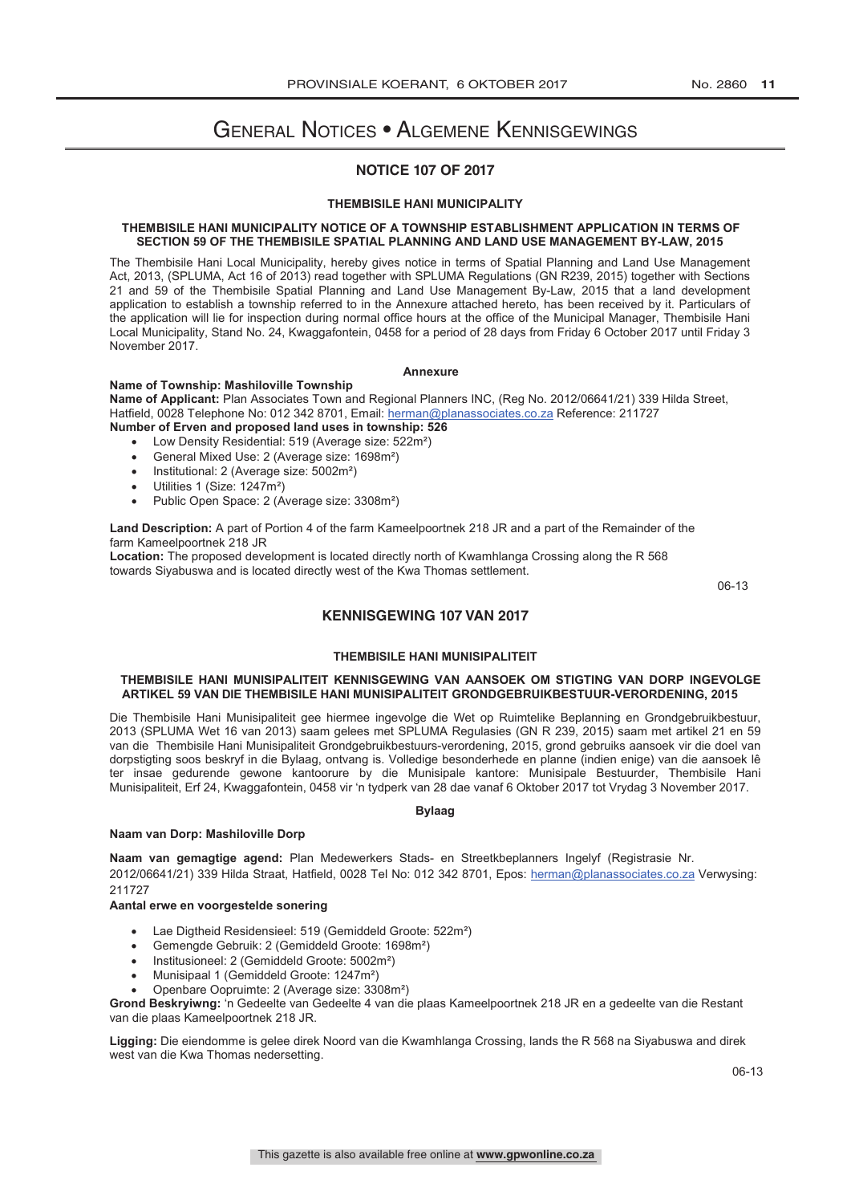# General Notices • Algemene Kennisgewings

## NOTICE 107 OF 2017

### THEMBISILE HANI MUNICIPALITY

**THEMBISILE HANI MUNICIPALITY NOTICE OF A TOWNSHIP ESTABLISHMENT APPLICATION IN TERMS OF SECTION 59 OF THE THEMBISILE SPATIAL PLANNING AND LAND USE MANAGEMENT BY-LAW, 2015**

The Thembisile Hani Local Municipality, hereby gives notice in terms of Spatial Planning and Land Use Management Act, 2013, (SPLUMA, Act 16 of 2013) read together with SPLUMA Regulations (GN R239, 2015) together with Sections 21 and 59 of the Thembisile Spatial Planning and Land Use Management By-Law, 2015 that a land development application to establish a township referred to in the Annexure attached hereto, has been received by it. Particulars of the application will lie for inspection during normal office hours at the office of the Municipal Manager, Thembisile Hani Local Municipality, Stand No. 24, Kwaggafontein, 0458 for a period of 28 days from Friday 6 October 2017 until Friday 3 November 2017.

**Annexure**

**Name of Township: Mashiloville Township**

**Name of Applicant:** Plan Associates Town and Regional Planners INC, (Reg No. 2012/06641/21) 339 Hilda Street, Hatfield, 0028 Telephone No: 012 342 8701, Email: herman@planassociates.co.za Reference: 211727

**Number of Erven and proposed land uses in township: 526**

- Low Density Residential: 519 (Average size: 522m²)
- General Mixed Use: 2 (Average size: 1698m²)
- Institutional: 2 (Average size: 5002m²)
- Utilities 1 (Size: 1247m²)
- Public Open Space: 2 (Average size: 3308m²)

**Land Description:** A part of Portion 4 of the farm Kameelpoortnek 218 JR and a part of the Remainder of the farm Kameelpoortnek 218 JR

**Location:** The proposed development is located directly north of Kwamhlanga Crossing along the R 568 towards Siyabuswa and is located directly west of the Kwa Thomas settlement.

06-13

## KENNISGEWING 107 VAN 2017

### THEMBISILE HANI MUNISIPALITEIT

**THEMBISILE HANI MUNISIPALITEIT KENNISGEWING VAN AANSOEK OM STIGTING VAN DORP INGEVOLGE ARTIKEL 59 VAN DIE THEMBISILE HANI MUNISIPALITEIT GRONDGEBRUIKBESTUUR-VERORDENING, 2015**

Die Thembisile Hani Munisipaliteit gee hiermee ingevolge die Wet op Ruimtelike Beplanning en Grondgebruikbestuur, 2013 (SPLUMA Wet 16 van 2013) saam gelees met SPLUMA Regulasies (GN R 239, 2015) saam met artikel 21 en 59 van die Thembisile Hani Munisipaliteit Grondgebruikbestuurs-verordening, 2015, grond gebruiks aansoek vir die doel van dorpstigting soos beskryf in die Bylaag, ontvang is. Volledige besonderhede en planne (indien enige) van die aansoek lê ter insae gedurende gewone kantoorure by die Munisipale kantore: Munisipale Bestuurder, Thembisile Hani Munisipaliteit, Erf 24, Kwaggafontein, 0458 vir 'n tydperk van 28 dae vanaf 6 Oktober 2017 tot Vrydag 3 November 2017.

**Bylaag**

**Naam van Dorp: Mashiloville Dorp**

**Naam van gemagtige agend:** Plan Medewerkers Stads- en Streetkbeplanners Ingelyf (Registrasie Nr. 2012/06641/21) 339 Hilda Straat, Hatfield, 0028 Tel No: 012 342 8701, Epos: herman@planassociates.co.za Verwysing: 211727

**Aantal erwe en voorgestelde sonering**

- Lae Digtheid Residensieel: 519 (Gemiddeld Groote: 522m²)
- Gemengde Gebruik: 2 (Gemiddeld Groote: 1698m²)
- Institusioneel: 2 (Gemiddeld Groote: 5002m²)
- Munisipaal 1 (Gemiddeld Groote: 1247m²)
- Openbare Oopruimte: 2 (Average size: 3308m²)

**Grond Beskryiwng:** 'n Gedeelte van Gedeelte 4 van die plaas Kameelpoortnek 218 JR en a gedeelte van die Restant van die plaas Kameelpoortnek 218 JR.

**Ligging:** Die eiendomme is gelee direk Noord van die Kwamhlanga Crossing, lands the R 568 na Siyabuswa and direk west van die Kwa Thomas nedersetting.

06-13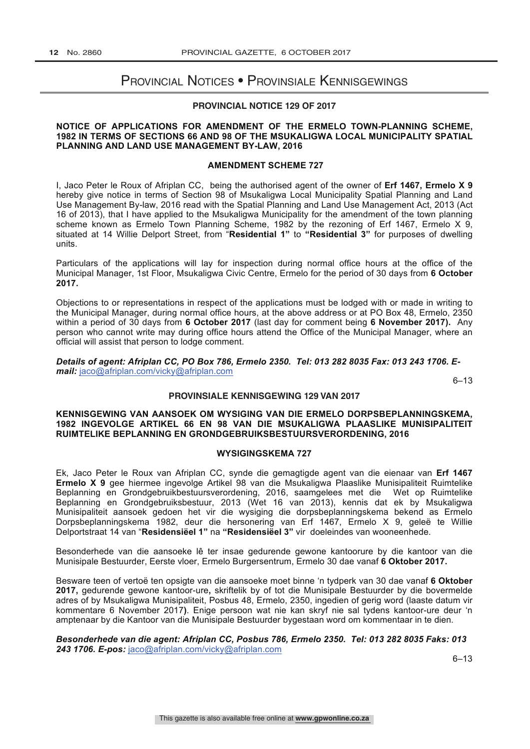# Provincial Notices • Provinsiale Kennisgewings

## PROVINCIAL NOTICE 129 OF 2017

**NOTICE OF APPLICATIONS FOR AMENDMENT OF THE ERMELO TOWN-PLANNING SCHEME, 1982 IN TERMS OF SECTIONS 66 AND 98 OF THE MSUKALIGWA LOCAL MUNICIPALITY SPATIAL PLANNING AND LAND USE MANAGEMENT BY-LAW, 2016**

**AMENDMENT SCHEME 727**

I, Jaco Peter le Roux of Afriplan CC, being the authorised agent of the owner of **Erf 1467, Ermelo X 9** hereby give notice in terms of Section 98 of Msukaligwa Local Municipality Spatial Planning and Land Use Management By-law, 2016 read with the Spatial Planning and Land Use Management Act, 2013 (Act 16 of 2013), that I have applied to the Msukaligwa Municipality for the amendment of the town planning scheme known as Ermelo Town Planning Scheme, 1982 by the rezoning of Erf 1467, Ermelo X 9, situated at 14 Willie Delport Street, from "**Residential 1"** to **"Residential 3"** for purposes of dwelling units.

Particulars of the applications will lay for inspection during normal office hours at the office of the Municipal Manager, 1st Floor, Msukaligwa Civic Centre, Ermelo for the period of 30 days from **6 October 2017.**

Objections to or representations in respect of the applications must be lodged with or made in writing to the Municipal Manager, during normal office hours, at the above address or at PO Box 48, Ermelo, 2350 within a period of 30 days from **6 October 2017** (last day for comment being **6 November 2017).** Any person who cannot write may during office hours attend the Office of the Municipal Manager, where an official will assist that person to lodge comment.

***Details of agent: Afriplan CC, PO Box 786, Ermelo 2350. Tel: 013 282 8035 Fax: 013 243 1706. E-mail:*** jaco@afriplan.com/vicky@afriplan.com

6–13

## PROVINSIALE KENNISGEWING 129 VAN 2017

**KENNISGEWING VAN AANSOEK OM WYSIGING VAN DIE ERMELO DORPSBEPLANNINGSKEMA, 1982 INGEVOLGE ARTIKEL 66 EN 98 VAN DIE MSUKALIGWA PLAASLIKE MUNISIPALITEIT RUIMTELIKE BEPLANNING EN GRONDGEBRUIKSBESTUURSVERORDENING, 2016**

**WYSIGINGSKEMA 727**

Ek, Jaco Peter le Roux van Afriplan CC, synde die gemagtigde agent van die eienaar van **Erf 1467 Ermelo X 9** gee hiermee ingevolge Artikel 98 van die Msukaligwa Plaaslike Munisipaliteit Ruimtelike Beplanning en Grondgebruikbestuursverordening, 2016, saamgelees met die Wet op Ruimtelike Beplanning en Grondgebruiksbestuur, 2013 (Wet 16 van 2013), kennis dat ek by Msukaligwa Munisipaliteit aansoek gedoen het vir die wysiging die dorpsbeplanningskema bekend as Ermelo Dorpsbeplanningskema 1982, deur die hersonering van Erf 1467, Ermelo X 9, geleë te Willie Delportstraat 14 van "**Residensiëel 1"** na **"Residensiëel 3"** vir doeleindes van wooneenhede.

Besonderhede van die aansoeke lê ter insae gedurende gewone kantoorure by die kantoor van die Munisipale Bestuurder, Eerste vloer, Ermelo Burgersentrum, Ermelo 30 dae vanaf **6 Oktober 2017.**

Besware teen of vertoë ten opsigte van die aansoeke moet binne 'n tydperk van 30 dae vanaf **6 Oktober 2017,** gedurende gewone kantoor-ure**,** skriftelik by of tot die Munisipale Bestuurder by die bovermelde adres of by Msukaligwa Munisipaliteit, Posbus 48, Ermelo, 2350, ingedien of gerig word (laaste datum vir kommentare 6 November 2017**)**. Enige persoon wat nie kan skryf nie sal tydens kantoor-ure deur 'n amptenaar by die Kantoor van die Munisipale Bestuurder bygestaan word om kommentaar in te dien.

***Besonderhede van die agent: Afriplan CC, Posbus 786, Ermelo 2350. Tel: 013 282 8035 Faks: 013 243 1706. E-pos:*** jaco@afriplan.com/vicky@afriplan.com

6–13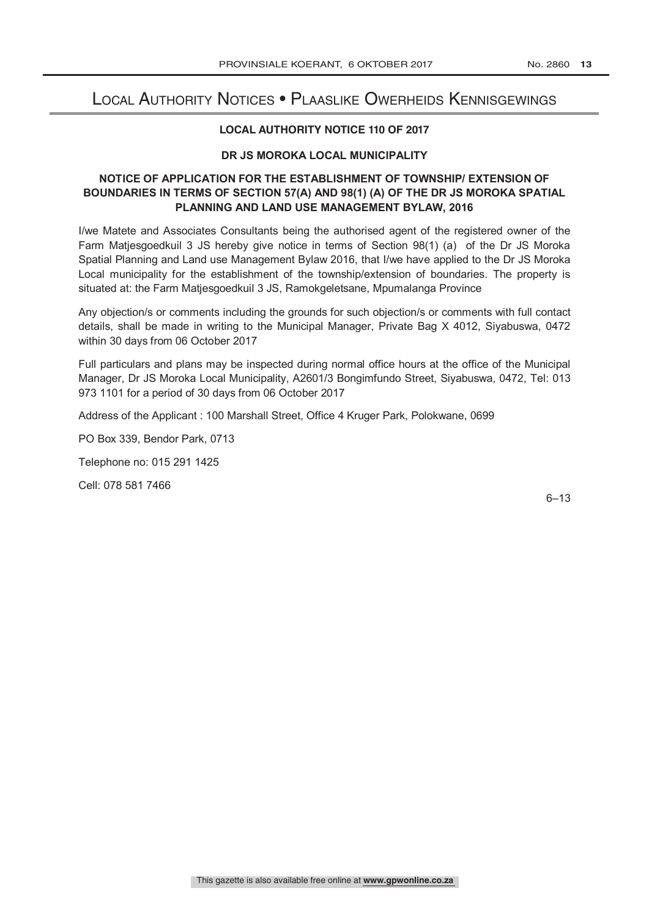# Local Authority Notices • Plaaslike Owerheids Kennisgewings

### LOCAL AUTHORITY NOTICE 110 OF 2017

### DR JS MOROKA LOCAL MUNICIPALITY

### NOTICE OF APPLICATION FOR THE ESTABLISHMENT OF TOWNSHIP/ EXTENSION OF BOUNDARIES IN TERMS OF SECTION 57(A) AND 98(1) (A) OF THE DR JS MOROKA SPATIAL PLANNING AND LAND USE MANAGEMENT BYLAW, 2016

I/we Matete and Associates Consultants being the authorised agent of the registered owner of the Farm Matjesgoedkuil 3 JS hereby give notice in terms of Section 98(1) (a) of the Dr JS Moroka Spatial Planning and Land use Management Bylaw 2016, that I/we have applied to the Dr JS Moroka Local municipality for the establishment of the township/extension of boundaries. The property is situated at: the Farm Matjesgoedkuil 3 JS, Ramokgeletsane, Mpumalanga Province

Any objection/s or comments including the grounds for such objection/s or comments with full contact details, shall be made in writing to the Municipal Manager, Private Bag X 4012, Siyabuswa, 0472 within 30 days from 06 October 2017

Full particulars and plans may be inspected during normal office hours at the office of the Municipal Manager, Dr JS Moroka Local Municipality, A2601/3 Bongimfundo Street, Siyabuswa, 0472, Tel: 013 973 1101 for a period of 30 days from 06 October 2017

Address of the Applicant : 100 Marshall Street, Office 4 Kruger Park, Polokwane, 0699

PO Box 339, Bendor Park, 0713

Telephone no: 015 291 1425

Cell: 078 581 7466

6–13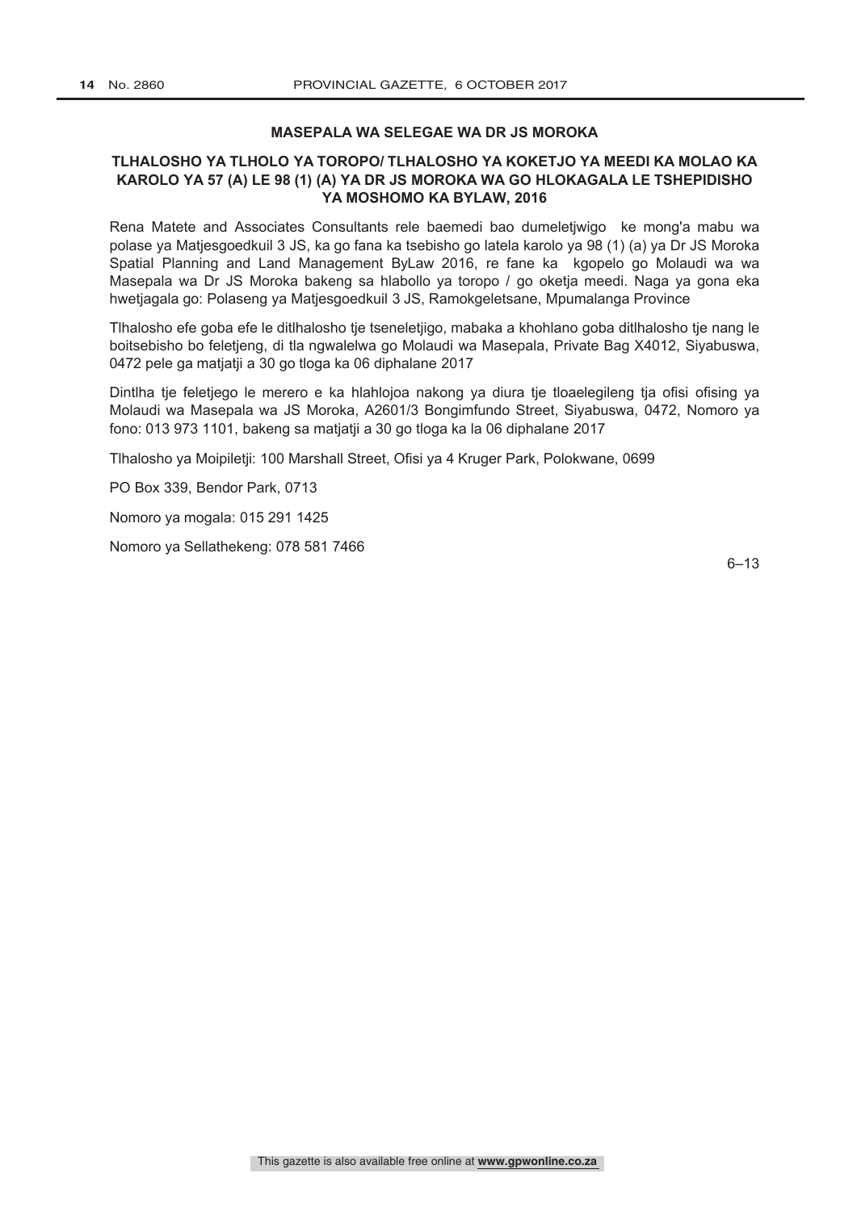**MASEPALA WA SELEGAE WA DR JS MOROKA**

**TLHALOSHO YA TLHOLO YA TOROPO/ TLHALOSHO YA KOKETJO YA MEEDI KA MOLAO KA KAROLO YA 57 (A) LE 98 (1) (A) YA DR JS MOROKA WA GO HLOKAGALA LE TSHEPIDISHO YA MOSHOMO KA BYLAW, 2016**

Rena Matete and Associates Consultants rele baemedi bao dumeletjwigo ke mong'a mabu wa polase ya Matjesgoedkuil 3 JS, ka go fana ka tsebisho go latela karolo ya 98 (1) (a) ya Dr JS Moroka Spatial Planning and Land Management ByLaw 2016, re fane ka kgopelo go Molaudi wa wa Masepala wa Dr JS Moroka bakeng sa hlabollo ya toropo / go oketja meedi. Naga ya gona eka hwetjagala go: Polaseng ya Matjesgoedkuil 3 JS, Ramokgeletsane, Mpumalanga Province

Tlhalosho efe goba efe le ditlhalosho tje tseneletjigo, mabaka a khohlano goba ditlhalosho tje nang le boitsebisho bo feletjeng, di tla ngwalelwa go Molaudi wa Masepala, Private Bag X4012, Siyabuswa, 0472 pele ga matjatji a 30 go tloga ka 06 diphalane 2017

Dintlha tje feletjego le merero e ka hlahlojoa nakong ya diura tje tloaelegileng tja ofisi ofising ya Molaudi wa Masepala wa JS Moroka, A2601/3 Bongimfundo Street, Siyabuswa, 0472, Nomoro ya fono: 013 973 1101, bakeng sa matjatji a 30 go tloga ka la 06 diphalane 2017

Tlhalosho ya Moipiletji: 100 Marshall Street, Ofisi ya 4 Kruger Park, Polokwane, 0699

PO Box 339, Bendor Park, 0713

Nomoro ya mogala: 015 291 1425

Nomoro ya Sellathekeng: 078 581 7466

6–13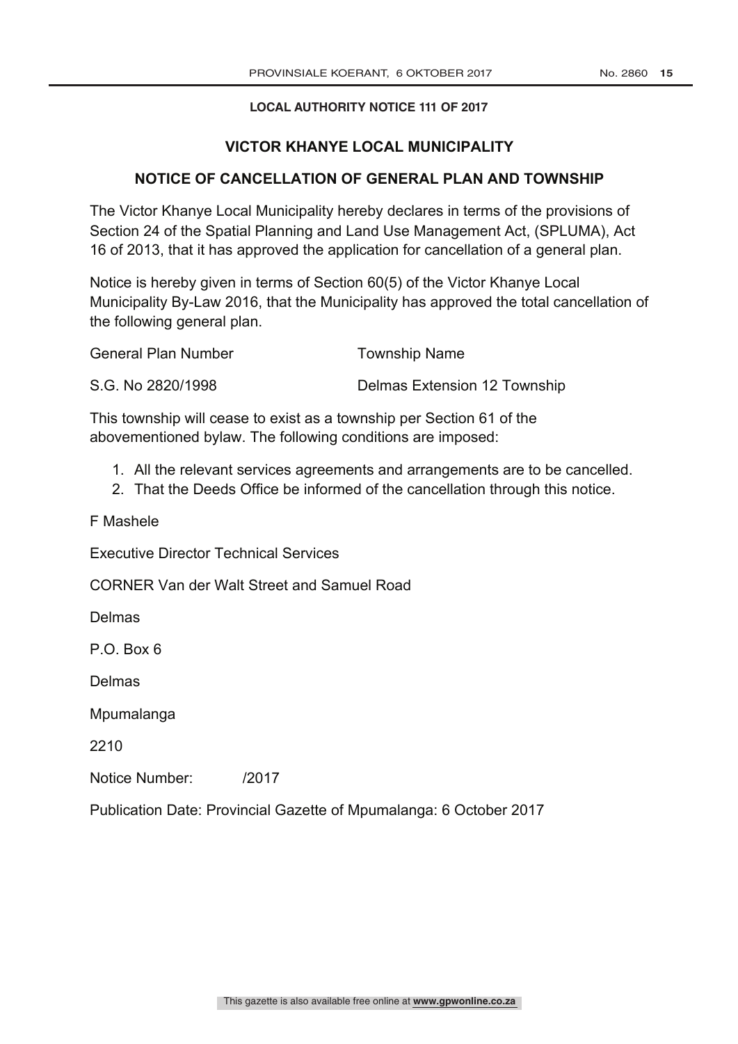**LOCAL AUTHORITY NOTICE 111 OF 2017**

## VICTOR KHANYE LOCAL MUNICIPALITY

### NOTICE OF CANCELLATION OF GENERAL PLAN AND TOWNSHIP

The Victor Khanye Local Municipality hereby declares in terms of the provisions of Section 24 of the Spatial Planning and Land Use Management Act, (SPLUMA), Act 16 of 2013, that it has approved the application for cancellation of a general plan.

Notice is hereby given in terms of Section 60(5) of the Victor Khanye Local Municipality By-Law 2016, that the Municipality has approved the total cancellation of the following general plan.

| General Plan Number | Township Name |
|---|---|
| S.G. No 2820/1998 | Delmas Extension 12 Township |

This township will cease to exist as a township per Section 61 of the abovementioned bylaw. The following conditions are imposed:

1. All the relevant services agreements and arrangements are to be cancelled.
2. That the Deeds Office be informed of the cancellation through this notice.

F Mashele

Executive Director Technical Services

CORNER Van der Walt Street and Samuel Road

Delmas

P.O. Box 6

Delmas

Mpumalanga

2210

Notice Number: /2017

Publication Date: Provincial Gazette of Mpumalanga: 6 October 2017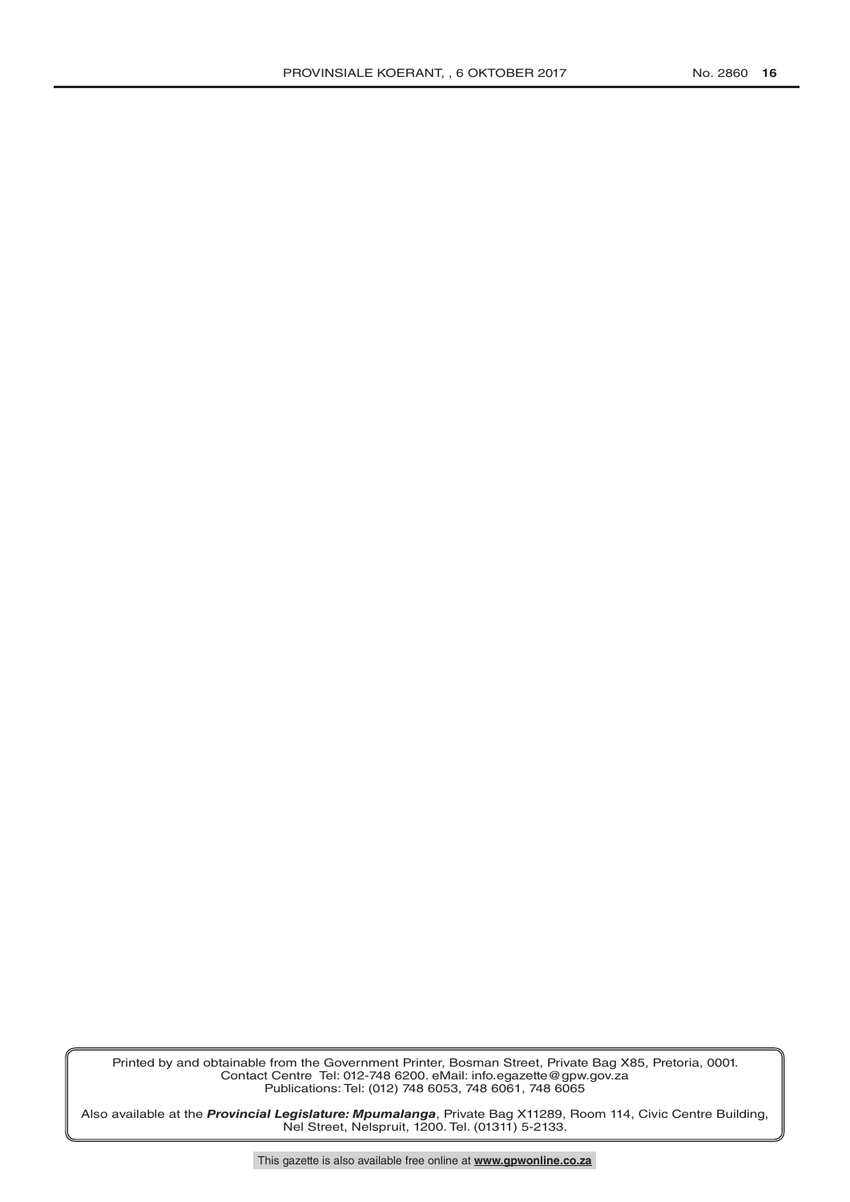Printed by and obtainable from the Government Printer, Bosman Street, Private Bag X85, Pretoria, 0001.
Contact Centre Tel: 012-748 6200. eMail: info.egazette@gpw.gov.za
Publications: Tel: (012) 748 6053, 748 6061, 748 6065

Also available at the ***Provincial Legislature: Mpumalanga***, Private Bag X11289, Room 114, Civic Centre Building, Nel Street, Nelspruit, 1200. Tel. (01311) 5-2133.

This gazette is also available free online at **www.gpwonline.co.za**